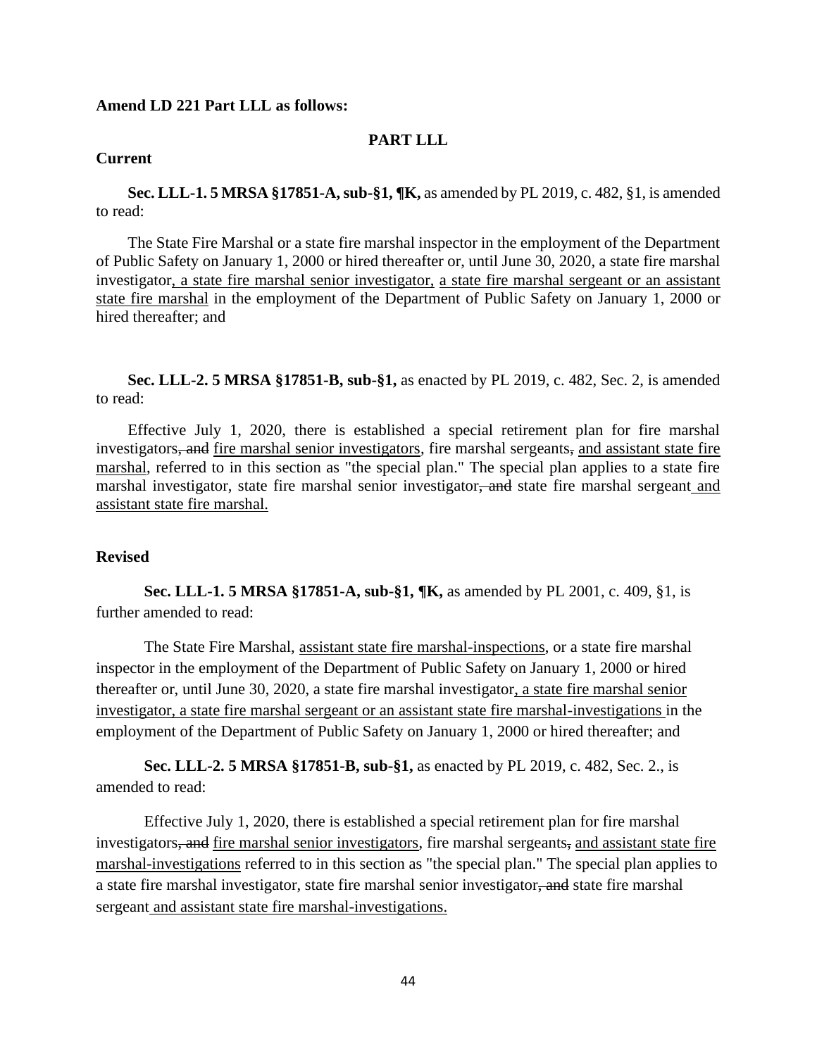**Amend LD 221 Part LLL as follows:**

**PART LLL**

**Current**

**Sec. LLL-1. 5 MRSA §17851-A, sub-§1, ¶K,** as amended by PL 2019, c. 482, §1, is amended to read:

The State Fire Marshal or a state fire marshal inspector in the employment of the Department of Public Safety on January 1, 2000 or hired thereafter or, until June 30, 2020, a state fire marshal investigator<u>, a state fire marshal senior investigator,</u> <u>a state fire marshal sergeant or an assistant state fire marshal</u> in the employment of the Department of Public Safety on January 1, 2000 or hired thereafter; and

**Sec. LLL-2. 5 MRSA §17851-B, sub-§1,** as enacted by PL 2019, c. 482, Sec. 2, is amended to read:

Effective July 1, 2020, there is established a special retirement plan for fire marshal investigators~~, and~~ <u>fire marshal senior investigators</u>, fire marshal sergeants~~,~~ <u>and assistant state fire marshal</u>, referred to in this section as "the special plan." The special plan applies to a state fire marshal investigator, state fire marshal senior investigator~~, and~~ state fire marshal sergeant<u> and assistant state fire marshal.</u>

**Revised**

**Sec. LLL-1. 5 MRSA §17851-A, sub-§1, ¶K,** as amended by PL 2001, c. 409, §1, is further amended to read:

The State Fire Marshal, <u>assistant state fire marshal-inspections</u>, or a state fire marshal inspector in the employment of the Department of Public Safety on January 1, 2000 or hired thereafter or, until June 30, 2020, a state fire marshal investigator<u>, a state fire marshal senior investigator, a state fire marshal sergeant or an assistant state fire marshal-investigations </u>in the employment of the Department of Public Safety on January 1, 2000 or hired thereafter; and

**Sec. LLL-2. 5 MRSA §17851-B, sub-§1,** as enacted by PL 2019, c. 482, Sec. 2., is amended to read:

Effective July 1, 2020, there is established a special retirement plan for fire marshal investigators~~, and~~ <u>fire marshal senior investigators</u>, fire marshal sergeants~~,~~ <u>and assistant state fire marshal-investigations</u> referred to in this section as "the special plan." The special plan applies to a state fire marshal investigator, state fire marshal senior investigator~~, and~~ state fire marshal sergeant<u> and assistant state fire marshal-investigations.</u>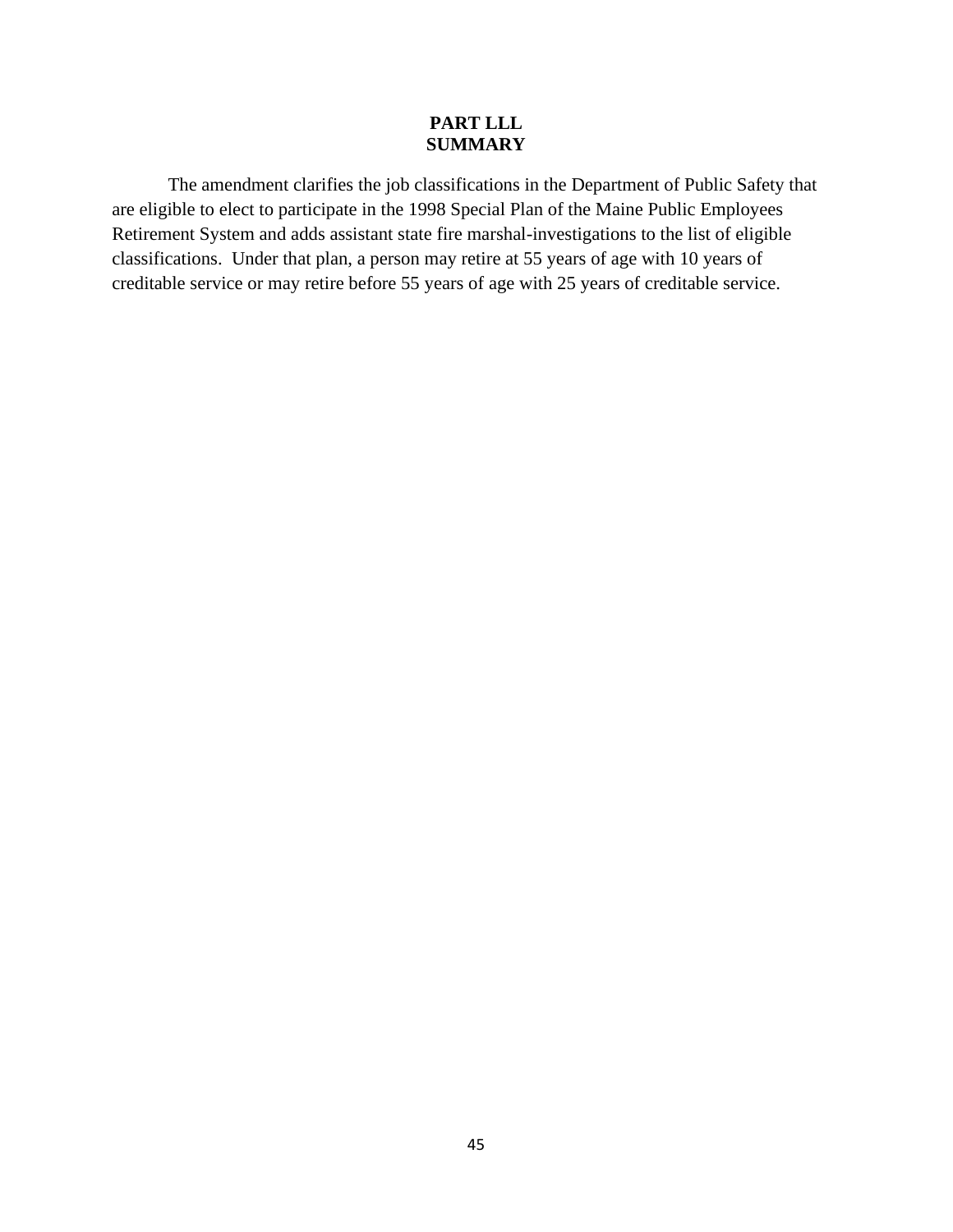**PART LLL**
**SUMMARY**

The amendment clarifies the job classifications in the Department of Public Safety that are eligible to elect to participate in the 1998 Special Plan of the Maine Public Employees Retirement System and adds assistant state fire marshal-investigations to the list of eligible classifications. Under that plan, a person may retire at 55 years of age with 10 years of creditable service or may retire before 55 years of age with 25 years of creditable service.